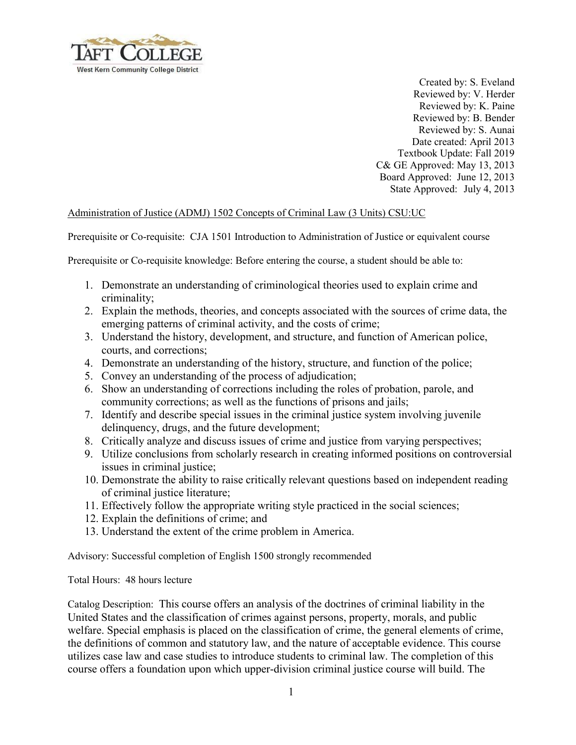TAFT COLLEGE
West Kern Community College District

Created by: S. Eveland
Reviewed by: V. Herder
Reviewed by: K. Paine
Reviewed by: B. Bender
Reviewed by: S. Aunai
Date created: April 2013
Textbook Update: Fall 2019
C& GE Approved: May 13, 2013
Board Approved: June 12, 2013
State Approved: July 4, 2013

Administration of Justice (ADMJ) 1502 Concepts of Criminal Law (3 Units) CSU:UC

Prerequisite or Co-requisite: CJA 1501 Introduction to Administration of Justice or equivalent course

Prerequisite or Co-requisite knowledge: Before entering the course, a student should be able to:

1. Demonstrate an understanding of criminological theories used to explain crime and criminality;
2. Explain the methods, theories, and concepts associated with the sources of crime data, the emerging patterns of criminal activity, and the costs of crime;
3. Understand the history, development, and structure, and function of American police, courts, and corrections;
4. Demonstrate an understanding of the history, structure, and function of the police;
5. Convey an understanding of the process of adjudication;
6. Show an understanding of corrections including the roles of probation, parole, and community corrections; as well as the functions of prisons and jails;
7. Identify and describe special issues in the criminal justice system involving juvenile delinquency, drugs, and the future development;
8. Critically analyze and discuss issues of crime and justice from varying perspectives;
9. Utilize conclusions from scholarly research in creating informed positions on controversial issues in criminal justice;
10. Demonstrate the ability to raise critically relevant questions based on independent reading of criminal justice literature;
11. Effectively follow the appropriate writing style practiced in the social sciences;
12. Explain the definitions of crime; and
13. Understand the extent of the crime problem in America.

Advisory: Successful completion of English 1500 strongly recommended

Total Hours: 48 hours lecture

Catalog Description: This course offers an analysis of the doctrines of criminal liability in the United States and the classification of crimes against persons, property, morals, and public welfare. Special emphasis is placed on the classification of crime, the general elements of crime, the definitions of common and statutory law, and the nature of acceptable evidence. This course utilizes case law and case studies to introduce students to criminal law. The completion of this course offers a foundation upon which upper-division criminal justice course will build. The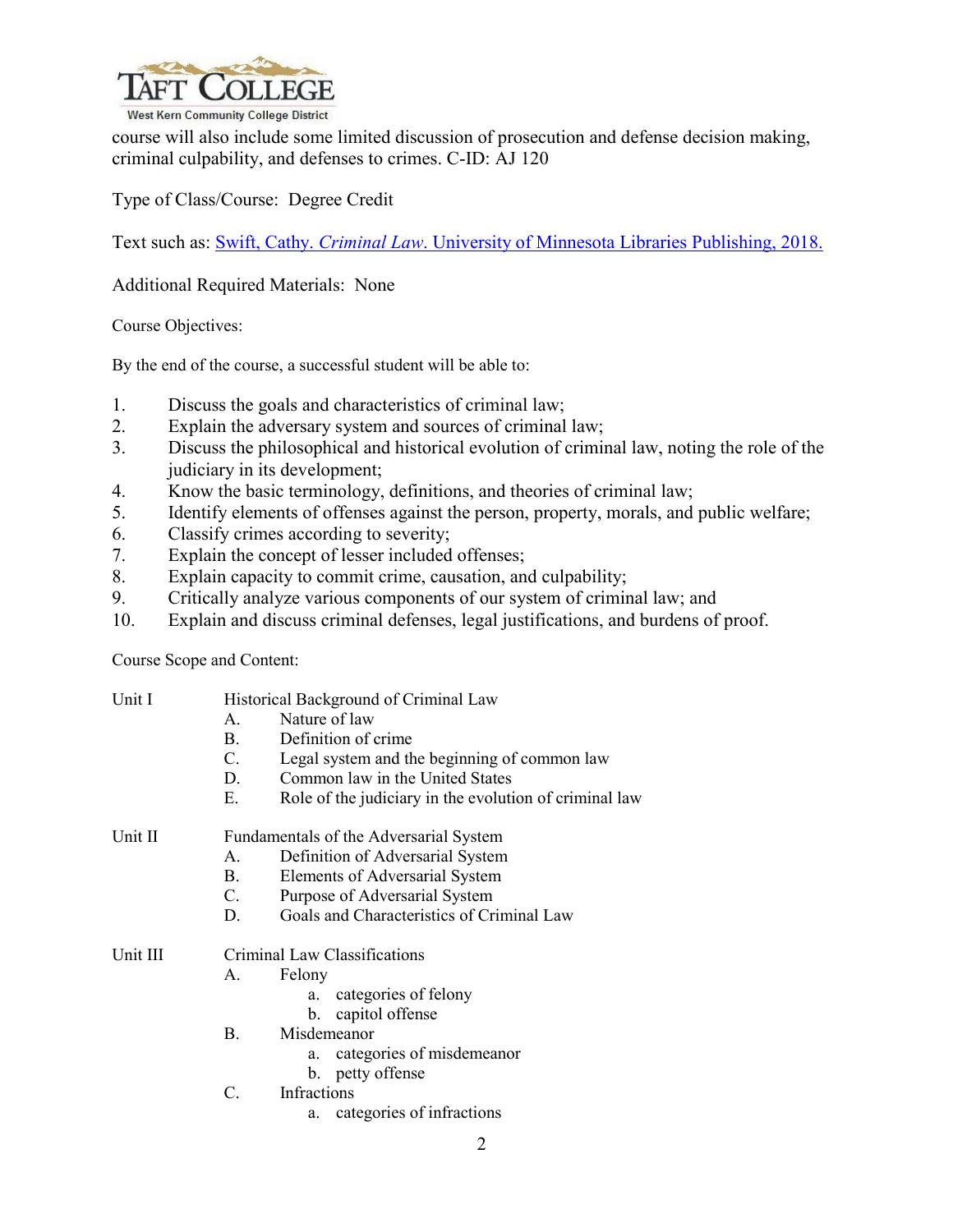course will also include some limited discussion of prosecution and defense decision making, criminal culpability, and defenses to crimes. C-ID: AJ 120

Type of Class/Course: Degree Credit

Text such as: [Swift, Cathy. *Criminal Law*. University of Minnesota Libraries Publishing, 2018.]

Additional Required Materials: None

Course Objectives:

By the end of the course, a successful student will be able to:

1. Discuss the goals and characteristics of criminal law;
2. Explain the adversary system and sources of criminal law;
3. Discuss the philosophical and historical evolution of criminal law, noting the role of the judiciary in its development;
4. Know the basic terminology, definitions, and theories of criminal law;
5. Identify elements of offenses against the person, property, morals, and public welfare;
6. Classify crimes according to severity;
7. Explain the concept of lesser included offenses;
8. Explain capacity to commit crime, causation, and culpability;
9. Critically analyze various components of our system of criminal law; and
10. Explain and discuss criminal defenses, legal justifications, and burdens of proof.

Course Scope and Content:

Unit I — Historical Background of Criminal Law
- A. Nature of law
- B. Definition of crime
- C. Legal system and the beginning of common law
- D. Common law in the United States
- E. Role of the judiciary in the evolution of criminal law

Unit II — Fundamentals of the Adversarial System
- A. Definition of Adversarial System
- B. Elements of Adversarial System
- C. Purpose of Adversarial System
- D. Goals and Characteristics of Criminal Law

Unit III — Criminal Law Classifications
- A. Felony
  - a. categories of felony
  - b. capitol offense
- B. Misdemeanor
  - a. categories of misdemeanor
  - b. petty offense
- C. Infractions
  - a. categories of infractions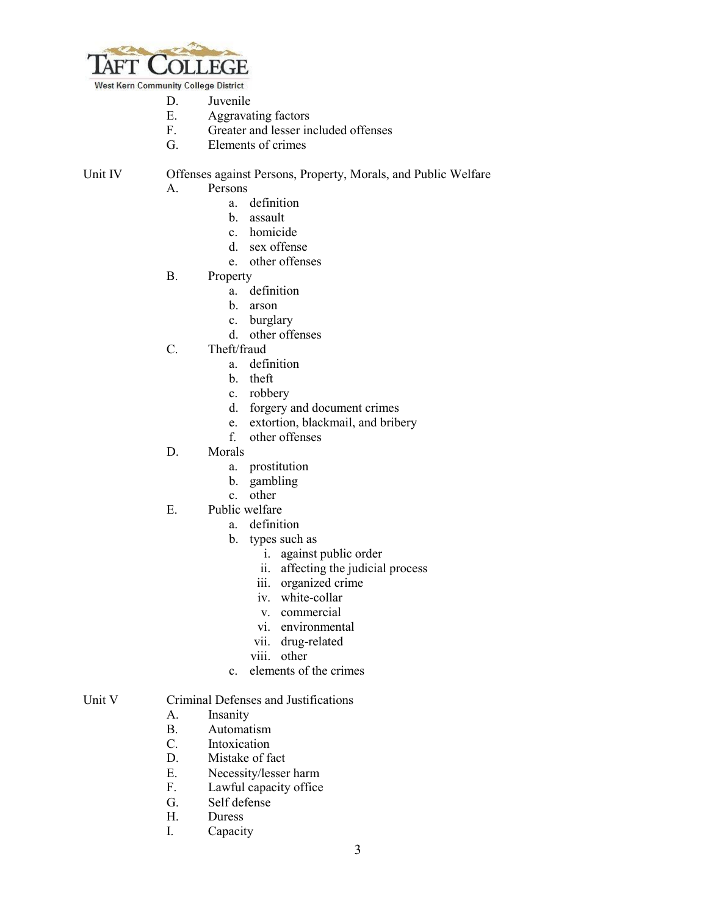D. Juvenile
E. Aggravating factors
F. Greater and lesser included offenses
G. Elements of crimes

Unit IV Offenses against Persons, Property, Morals, and Public Welfare

A. Persons
   a. definition
   b. assault
   c. homicide
   d. sex offense
   e. other offenses

B. Property
   a. definition
   b. arson
   c. burglary
   d. other offenses

C. Theft/fraud
   a. definition
   b. theft
   c. robbery
   d. forgery and document crimes
   e. extortion, blackmail, and bribery
   f. other offenses

D. Morals
   a. prostitution
   b. gambling
   c. other

E. Public welfare
   a. definition
   b. types such as
      i. against public order
      ii. affecting the judicial process
      iii. organized crime
      iv. white-collar
      v. commercial
      vi. environmental
      vii. drug-related
      viii. other
   c. elements of the crimes

Unit V Criminal Defenses and Justifications

A. Insanity
B. Automatism
C. Intoxication
D. Mistake of fact
E. Necessity/lesser harm
F. Lawful capacity office
G. Self defense
H. Duress
I. Capacity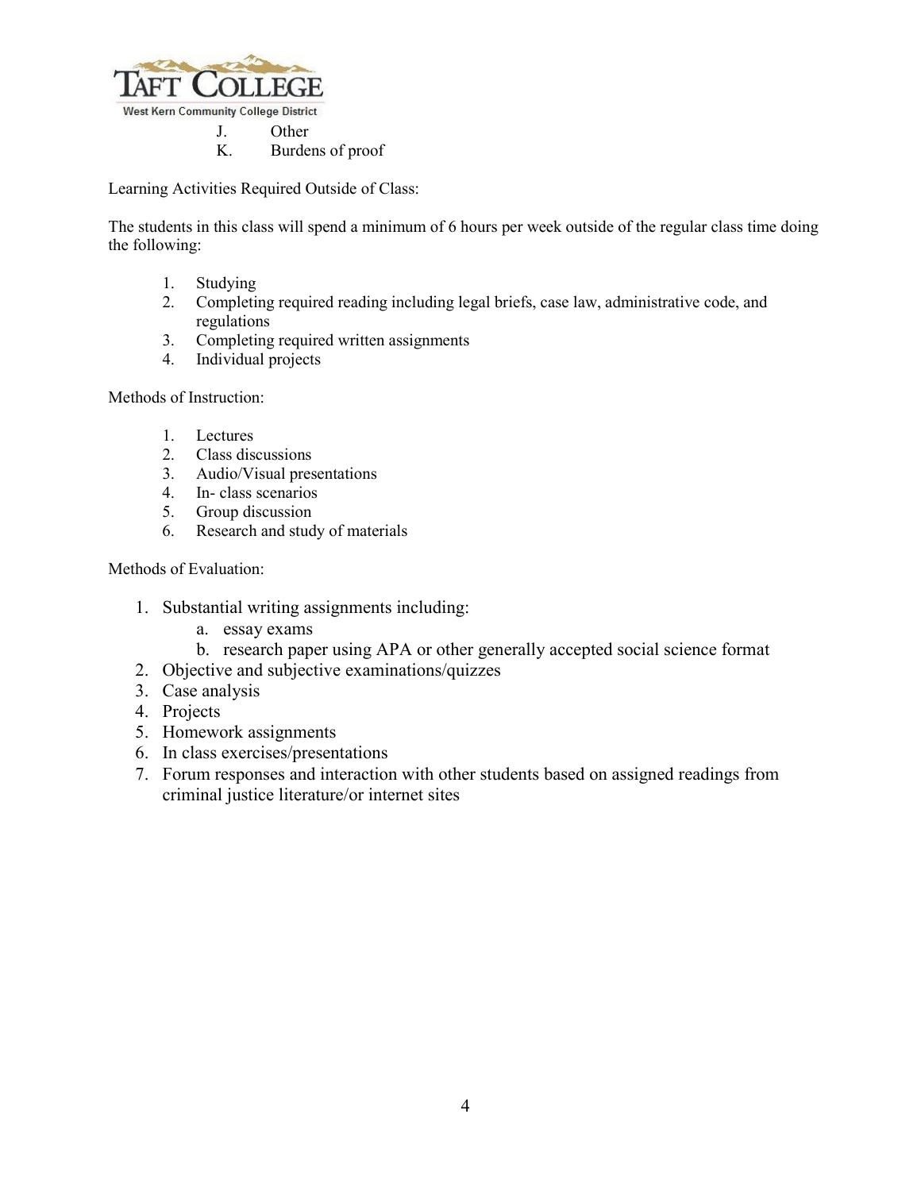J. Other
K. Burdens of proof

Learning Activities Required Outside of Class:

The students in this class will spend a minimum of 6 hours per week outside of the regular class time doing the following:

1. Studying
2. Completing required reading including legal briefs, case law, administrative code, and regulations
3. Completing required written assignments
4. Individual projects

Methods of Instruction:

1. Lectures
2. Class discussions
3. Audio/Visual presentations
4. In- class scenarios
5. Group discussion
6. Research and study of materials

Methods of Evaluation:

1. Substantial writing assignments including:
   a. essay exams
   b. research paper using APA or other generally accepted social science format
2. Objective and subjective examinations/quizzes
3. Case analysis
4. Projects
5. Homework assignments
6. In class exercises/presentations
7. Forum responses and interaction with other students based on assigned readings from criminal justice literature/or internet sites